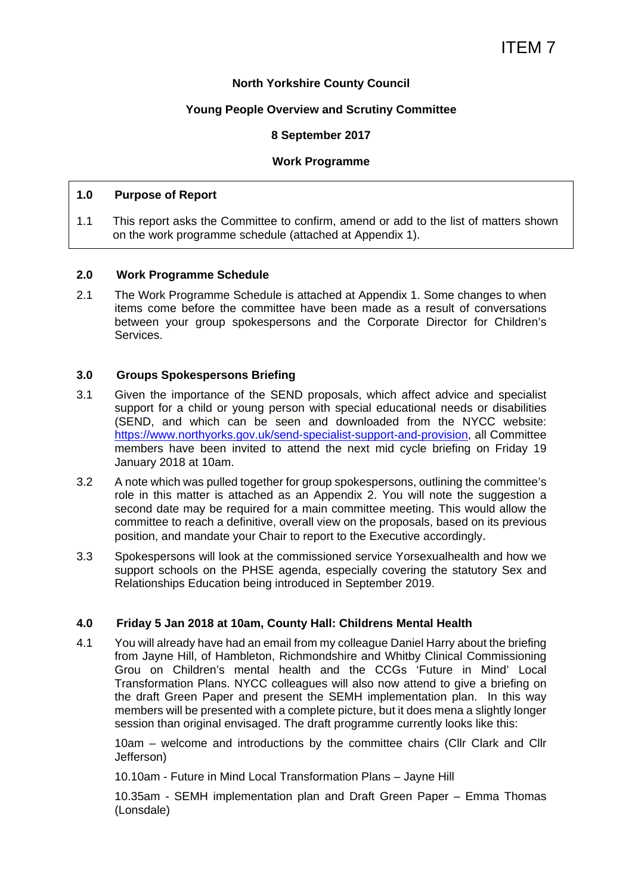ITEM 7

**North Yorkshire County Council**

**Young People Overview and Scrutiny Committee**

**8 September 2017**

**Work Programme**

## 1.0 Purpose of Report

1.1 This report asks the Committee to confirm, amend or add to the list of matters shown on the work programme schedule (attached at Appendix 1).

## 2.0 Work Programme Schedule

2.1 The Work Programme Schedule is attached at Appendix 1. Some changes to when items come before the committee have been made as a result of conversations between your group spokespersons and the Corporate Director for Children's Services.

## 3.0 Groups Spokespersons Briefing

3.1 Given the importance of the SEND proposals, which affect advice and specialist support for a child or young person with special educational needs or disabilities (SEND, and which can be seen and downloaded from the NYCC website: https://www.northyorks.gov.uk/send-specialist-support-and-provision, all Committee members have been invited to attend the next mid cycle briefing on Friday 19 January 2018 at 10am.

3.2 A note which was pulled together for group spokespersons, outlining the committee's role in this matter is attached as an Appendix 2. You will note the suggestion a second date may be required for a main committee meeting. This would allow the committee to reach a definitive, overall view on the proposals, based on its previous position, and mandate your Chair to report to the Executive accordingly.

3.3 Spokespersons will look at the commissioned service Yorsexualhealth and how we support schools on the PHSE agenda, especially covering the statutory Sex and Relationships Education being introduced in September 2019.

## 4.0 Friday 5 Jan 2018 at 10am, County Hall: Childrens Mental Health

4.1 You will already have had an email from my colleague Daniel Harry about the briefing from Jayne Hill, of Hambleton, Richmondshire and Whitby Clinical Commissioning Grou on Children's mental health and the CCGs 'Future in Mind' Local Transformation Plans. NYCC colleagues will also now attend to give a briefing on the draft Green Paper and present the SEMH implementation plan. In this way members will be presented with a complete picture, but it does mena a slightly longer session than original envisaged. The draft programme currently looks like this:

10am – welcome and introductions by the committee chairs (Cllr Clark and Cllr Jefferson)

10.10am - Future in Mind Local Transformation Plans – Jayne Hill

10.35am - SEMH implementation plan and Draft Green Paper – Emma Thomas (Lonsdale)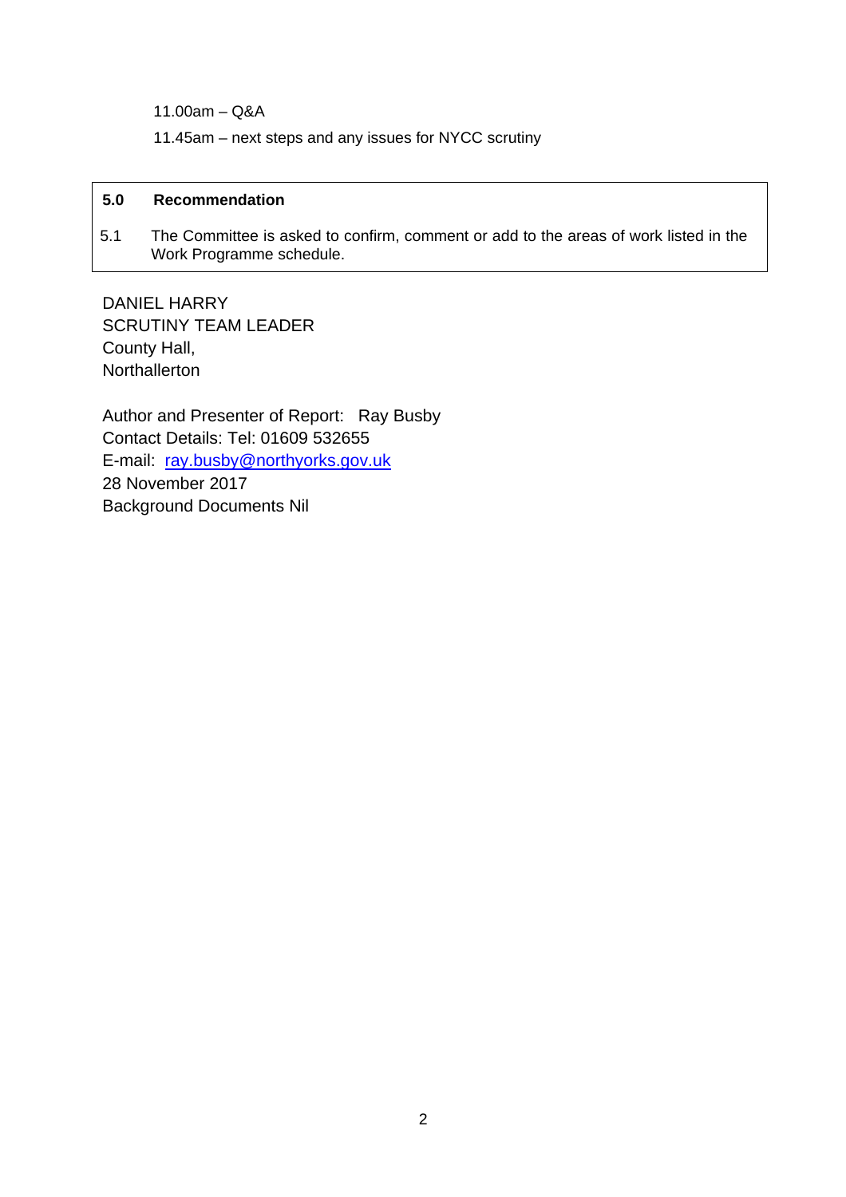11.00am – Q&A

11.45am – next steps and any issues for NYCC scrutiny

**5.0 Recommendation**

5.1 The Committee is asked to confirm, comment or add to the areas of work listed in the Work Programme schedule.

DANIEL HARRY
SCRUTINY TEAM LEADER
County Hall,
Northallerton

Author and Presenter of Report: Ray Busby
Contact Details: Tel: 01609 532655
E-mail: ray.busby@northyorks.gov.uk
28 November 2017
Background Documents Nil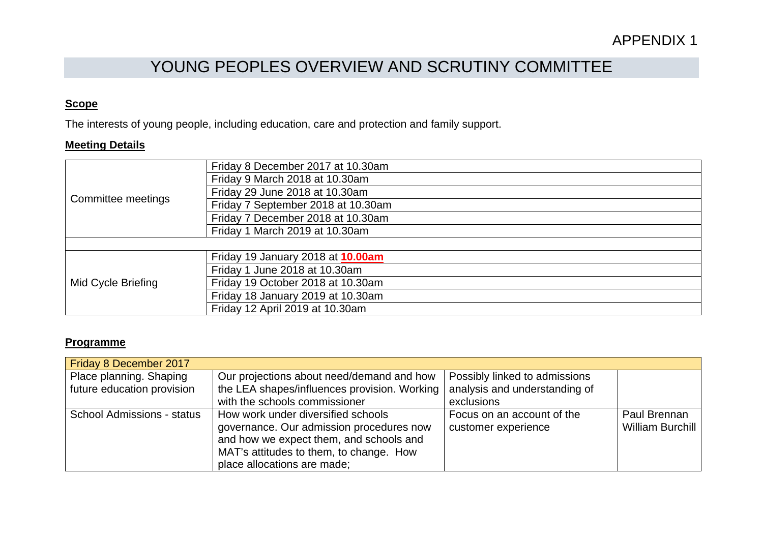APPENDIX 1

# YOUNG PEOPLES OVERVIEW AND SCRUTINY COMMITTEE

**Scope**

The interests of young people, including education, care and protection and family support.

**Meeting Details**

| | |
|---|---|
| Committee meetings | Friday 8 December 2017 at 10.30am |
| | Friday 9 March 2018 at 10.30am |
| | Friday 29 June 2018 at 10.30am |
| | Friday 7 September 2018 at 10.30am |
| | Friday 7 December 2018 at 10.30am |
| | Friday 1 March 2019 at 10.30am |
| | |
| Mid Cycle Briefing | Friday 19 January 2018 at **10.00am** |
| | Friday 1 June 2018 at 10.30am |
| | Friday 19 October 2018 at 10.30am |
| | Friday 18 January 2019 at 10.30am |
| | Friday 12 April 2019 at 10.30am |

**Programme**

| Friday 8 December 2017 | | | |
|---|---|---|---|
| Place planning. Shaping future education provision | Our projections about need/demand and how the LEA shapes/influences provision. Working with the schools commissioner | Possibly linked to admissions analysis and understanding of exclusions | |
| School Admissions - status | How work under diversified schools governance. Our admission procedures now and how we expect them, and schools and MAT's attitudes to them, to change. How place allocations are made; | Focus on an account of the customer experience | Paul Brennan William Burchill |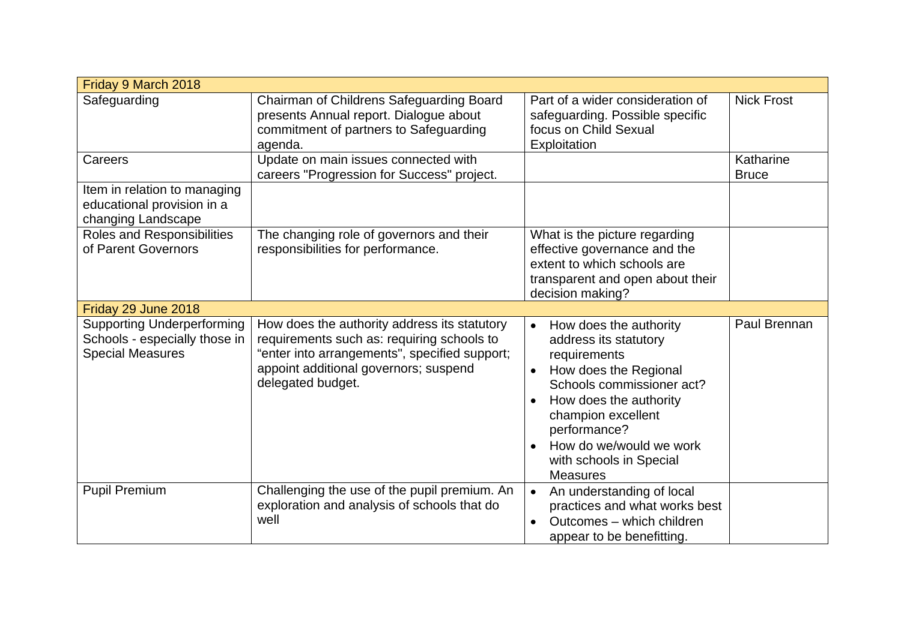| Friday 9 March 2018 | | | |
|---|---|---|---|
| Safeguarding | Chairman of Childrens Safeguarding Board presents Annual report. Dialogue about commitment of partners to Safeguarding agenda. | Part of a wider consideration of safeguarding. Possible specific focus on Child Sexual Exploitation | Nick Frost |
| Careers | Update on main issues connected with careers "Progression for Success" project. | | Katharine Bruce |
| Item in relation to managing educational provision in a changing Landscape | | | |
| Roles and Responsibilities of Parent Governors | The changing role of governors and their responsibilities for performance. | What is the picture regarding effective governance and the extent to which schools are transparent and open about their decision making? | |
| **Friday 29 June 2018** | | | |
| Supporting Underperforming Schools - especially those in Special Measures | How does the authority address its statutory requirements such as: requiring schools to "enter into arrangements", specified support; appoint additional governors; suspend delegated budget. | • How does the authority address its statutory requirements<br>• How does the Regional Schools commissioner act?<br>• How does the authority champion excellent performance?<br>• How do we/would we work with schools in Special Measures | Paul Brennan |
| Pupil Premium | Challenging the use of the pupil premium. An exploration and analysis of schools that do well | • An understanding of local practices and what works best<br>• Outcomes – which children appear to be benefitting. | |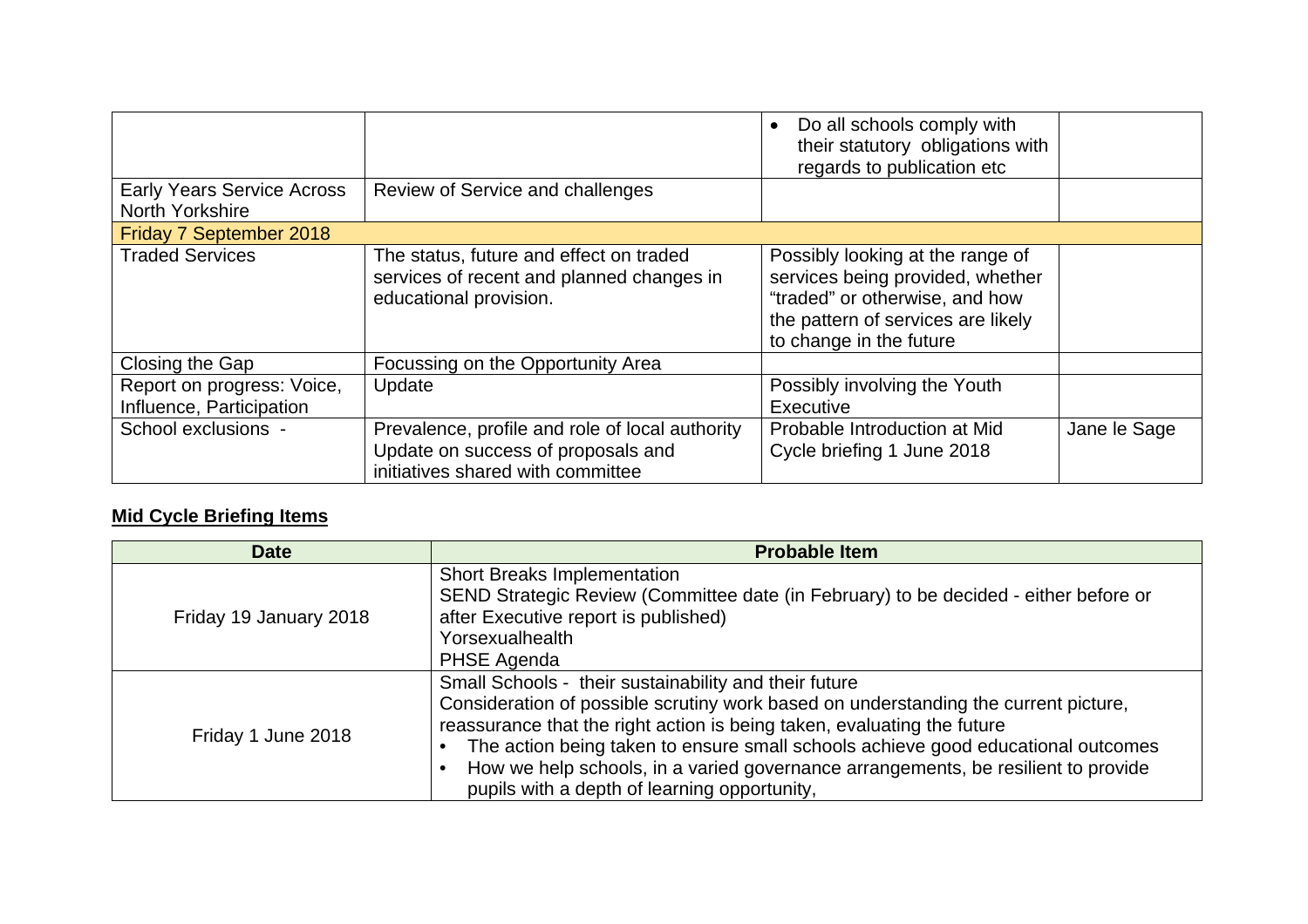| | | | |
|---|---|---|---|
| | | • Do all schools comply with their statutory obligations with regards to publication etc | |
| Early Years Service Across North Yorkshire | Review of Service and challenges | | |
| Friday 7 September 2018 | | | |
| Traded Services | The status, future and effect on traded services of recent and planned changes in educational provision. | Possibly looking at the range of services being provided, whether "traded" or otherwise, and how the pattern of services are likely to change in the future | |
| Closing the Gap | Focussing on the Opportunity Area | | |
| Report on progress: Voice, Influence, Participation | Update | Possibly involving the Youth Executive | |
| School exclusions - | Prevalence, profile and role of local authority Update on success of proposals and initiatives shared with committee | Probable Introduction at Mid Cycle briefing 1 June 2018 | Jane le Sage |

**Mid Cycle Briefing Items**

| Date | Probable Item |
|---|---|
| Friday 19 January 2018 | Short Breaks Implementation<br>SEND Strategic Review (Committee date (in February) to be decided - either before or after Executive report is published)<br>Yorsexualhealth<br>PHSE Agenda |
| Friday 1 June 2018 | Small Schools - their sustainability and their future<br>Consideration of possible scrutiny work based on understanding the current picture, reassurance that the right action is being taken, evaluating the future<br>• The action being taken to ensure small schools achieve good educational outcomes<br>• How we help schools, in a varied governance arrangements, be resilient to provide pupils with a depth of learning opportunity, |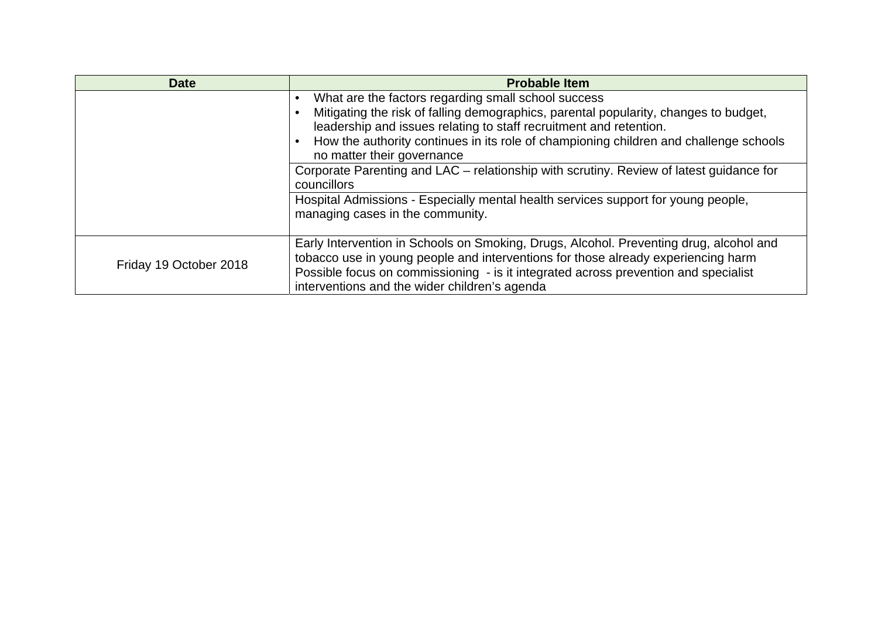| Date | Probable Item |
|---|---|
| | • What are the factors regarding small school success<br>• Mitigating the risk of falling demographics, parental popularity, changes to budget, leadership and issues relating to staff recruitment and retention.<br>• How the authority continues in its role of championing children and challenge schools no matter their governance |
| | Corporate Parenting and LAC – relationship with scrutiny. Review of latest guidance for councillors |
| | Hospital Admissions - Especially mental health services support for young people, managing cases in the community. |
| Friday 19 October 2018 | Early Intervention in Schools on Smoking, Drugs, Alcohol. Preventing drug, alcohol and tobacco use in young people and interventions for those already experiencing harm<br>Possible focus on commissioning - is it integrated across prevention and specialist interventions and the wider children's agenda |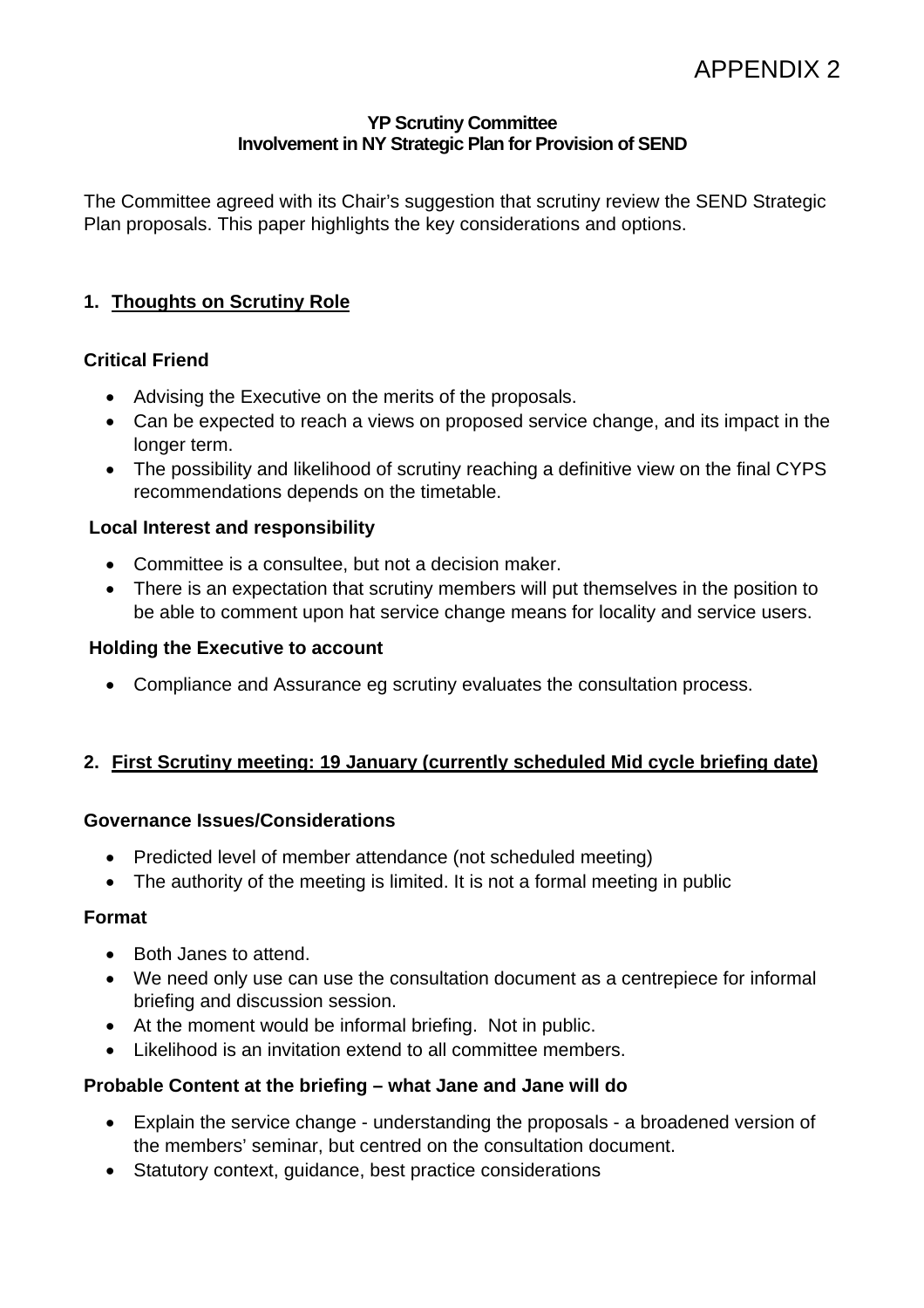APPENDIX 2

**YP Scrutiny Committee**
**Involvement in NY Strategic Plan for Provision of SEND**

The Committee agreed with its Chair's suggestion that scrutiny review the SEND Strategic Plan proposals. This paper highlights the key considerations and options.

## 1. Thoughts on Scrutiny Role

### Critical Friend

- Advising the Executive on the merits of the proposals.
- Can be expected to reach a views on proposed service change, and its impact in the longer term.
- The possibility and likelihood of scrutiny reaching a definitive view on the final CYPS recommendations depends on the timetable.

### Local Interest and responsibility

- Committee is a consultee, but not a decision maker.
- There is an expectation that scrutiny members will put themselves in the position to be able to comment upon hat service change means for locality and service users.

### Holding the Executive to account

- Compliance and Assurance eg scrutiny evaluates the consultation process.

## 2. First Scrutiny meeting: 19 January (currently scheduled Mid cycle briefing date)

### Governance Issues/Considerations

- Predicted level of member attendance (not scheduled meeting)
- The authority of the meeting is limited. It is not a formal meeting in public

### Format

- Both Janes to attend.
- We need only use can use the consultation document as a centrepiece for informal briefing and discussion session.
- At the moment would be informal briefing. Not in public.
- Likelihood is an invitation extend to all committee members.

### Probable Content at the briefing – what Jane and Jane will do

- Explain the service change - understanding the proposals - a broadened version of the members' seminar, but centred on the consultation document.
- Statutory context, guidance, best practice considerations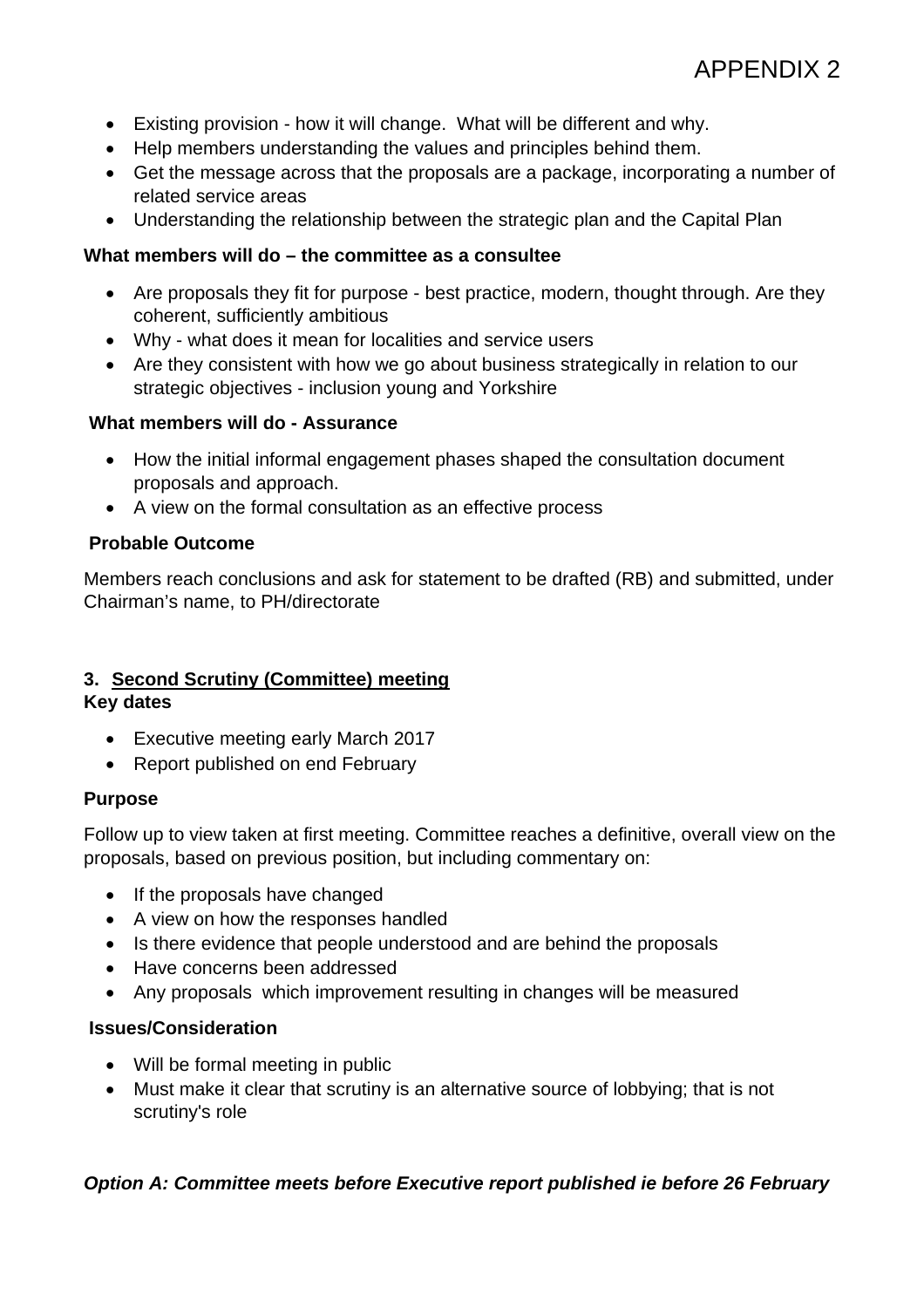APPENDIX 2

- Existing provision - how it will change.  What will be different and why.
- Help members understanding the values and principles behind them.
- Get the message across that the proposals are a package, incorporating a number of related service areas
- Understanding the relationship between the strategic plan and the Capital Plan

**What members will do – the committee as a consultee**

- Are proposals they fit for purpose - best practice, modern, thought through. Are they coherent, sufficiently ambitious
- Why - what does it mean for localities and service users
- Are they consistent with how we go about business strategically in relation to our strategic objectives - inclusion young and Yorkshire

**What members will do - Assurance**

- How the initial informal engagement phases shaped the consultation document proposals and approach.
- A view on the formal consultation as an effective process

**Probable Outcome**

Members reach conclusions and ask for statement to be drafted (RB) and submitted, under Chairman's name, to PH/directorate

**3. <u>Second Scrutiny (Committee) meeting</u>**

**Key dates**

- Executive meeting early March 2017
- Report published on end February

**Purpose**

Follow up to view taken at first meeting. Committee reaches a definitive, overall view on the proposals, based on previous position, but including commentary on:

- If the proposals have changed
- A view on how the responses handled
- Is there evidence that people understood and are behind the proposals
- Have concerns been addressed
- Any proposals  which improvement resulting in changes will be measured

**Issues/Consideration**

- Will be formal meeting in public
- Must make it clear that scrutiny is an alternative source of lobbying; that is not scrutiny's role

***Option A: Committee meets before Executive report published ie before 26 February***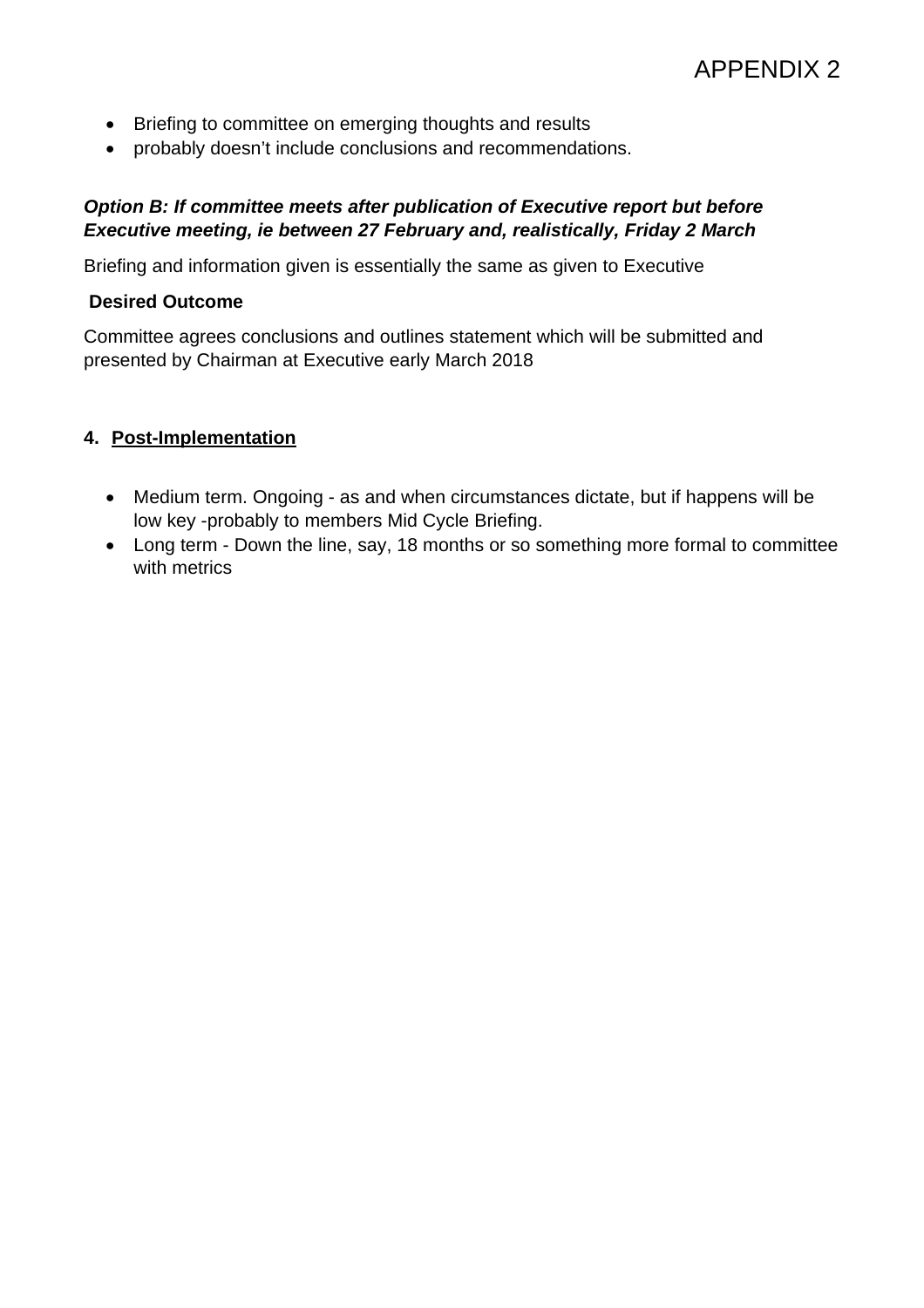APPENDIX 2

- Briefing to committee on emerging thoughts and results
- probably doesn't include conclusions and recommendations.

***Option B: If committee meets after publication of Executive report but before Executive meeting, ie between 27 February and, realistically, Friday 2 March***

Briefing and information given is essentially the same as given to Executive

**Desired Outcome**

Committee agrees conclusions and outlines statement which will be submitted and presented by Chairman at Executive early March 2018

**4. <u>Post-Implementation</u>**

- Medium term. Ongoing - as and when circumstances dictate, but if happens will be low key -probably to members Mid Cycle Briefing.
- Long term - Down the line, say, 18 months or so something more formal to committee with metrics